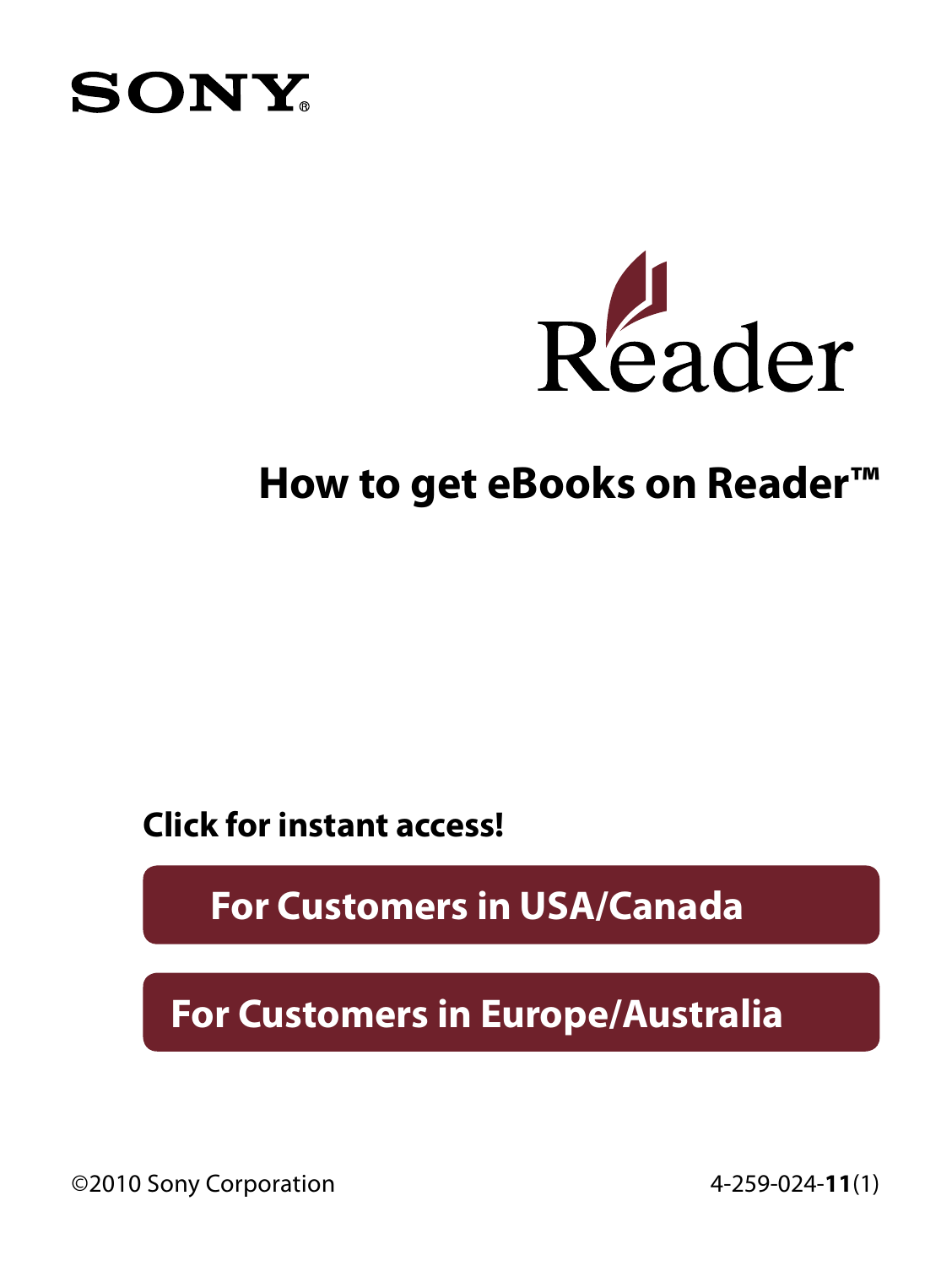SONY®

Reader

# How to get eBooks on Reader™

**Click for instant access!**

**For Customers in USA/Canada**

**For Customers in Europe/Australia**

©2010 Sony Corporation

4-259-024-**11**(1)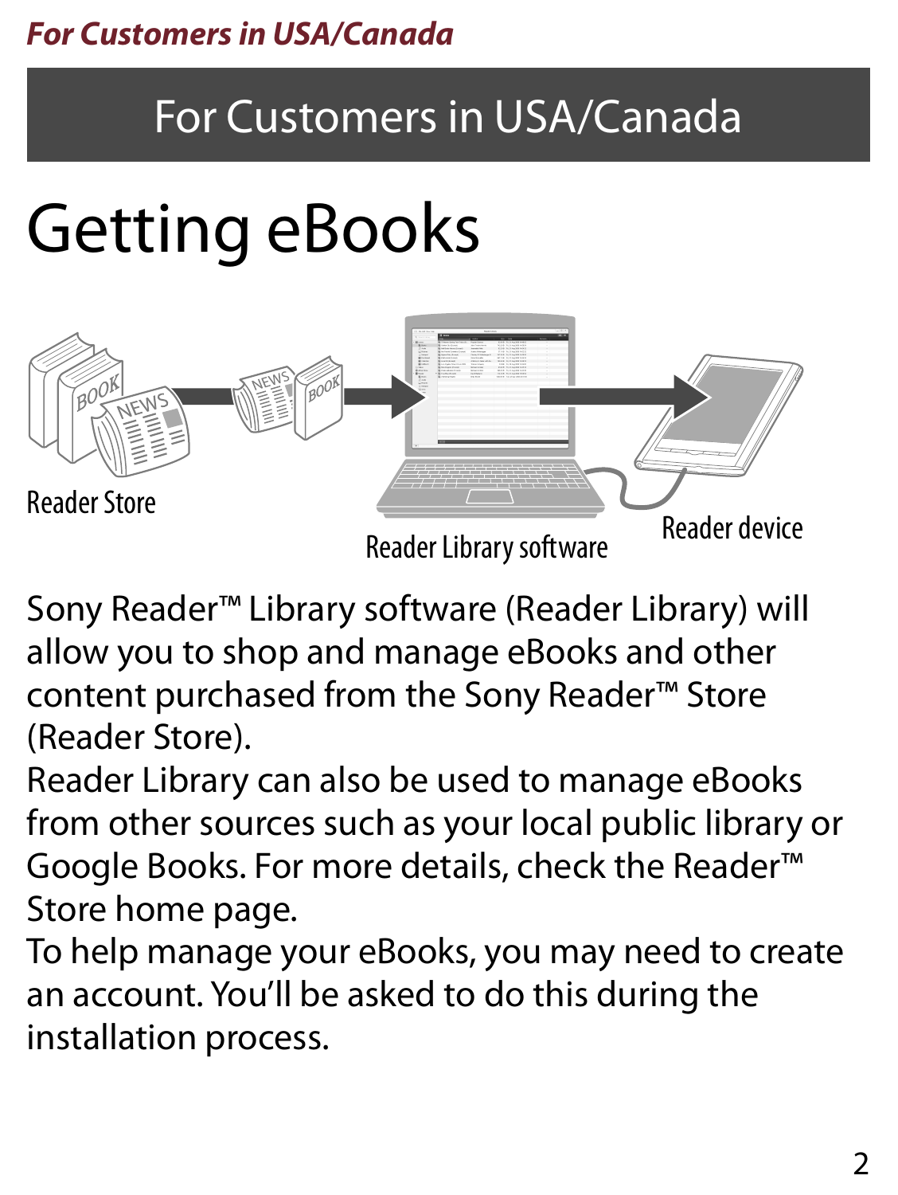# For Customers in USA/Canada

## Getting eBooks

Reader Store

Reader Library software

Reader device

Sony Reader™ Library software (Reader Library) will allow you to shop and manage eBooks and other content purchased from the Sony Reader™ Store (Reader Store).

Reader Library can also be used to manage eBooks from other sources such as your local public library or Google Books. For more details, check the Reader™ Store home page.

To help manage your eBooks, you may need to create an account. You'll be asked to do this during the installation process.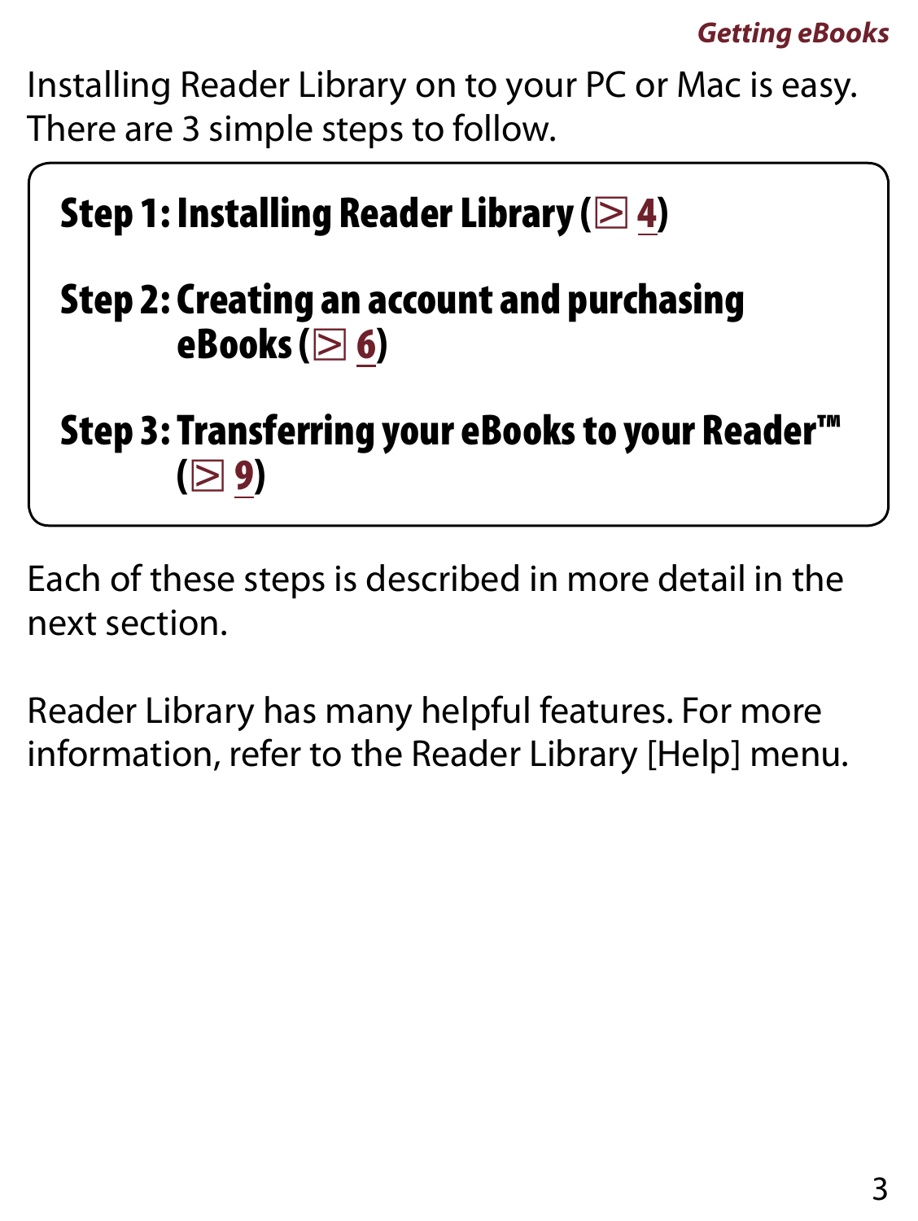Installing Reader Library on to your PC or Mac is easy. There are 3 simple steps to follow.

**Step 1: Installing Reader Library (⊵ 4)**

**Step 2: Creating an account and purchasing eBooks (⊵ 6)**

**Step 3: Transferring your eBooks to your Reader™ (⊵ 9)**

Each of these steps is described in more detail in the next section.

Reader Library has many helpful features. For more information, refer to the Reader Library [Help] menu.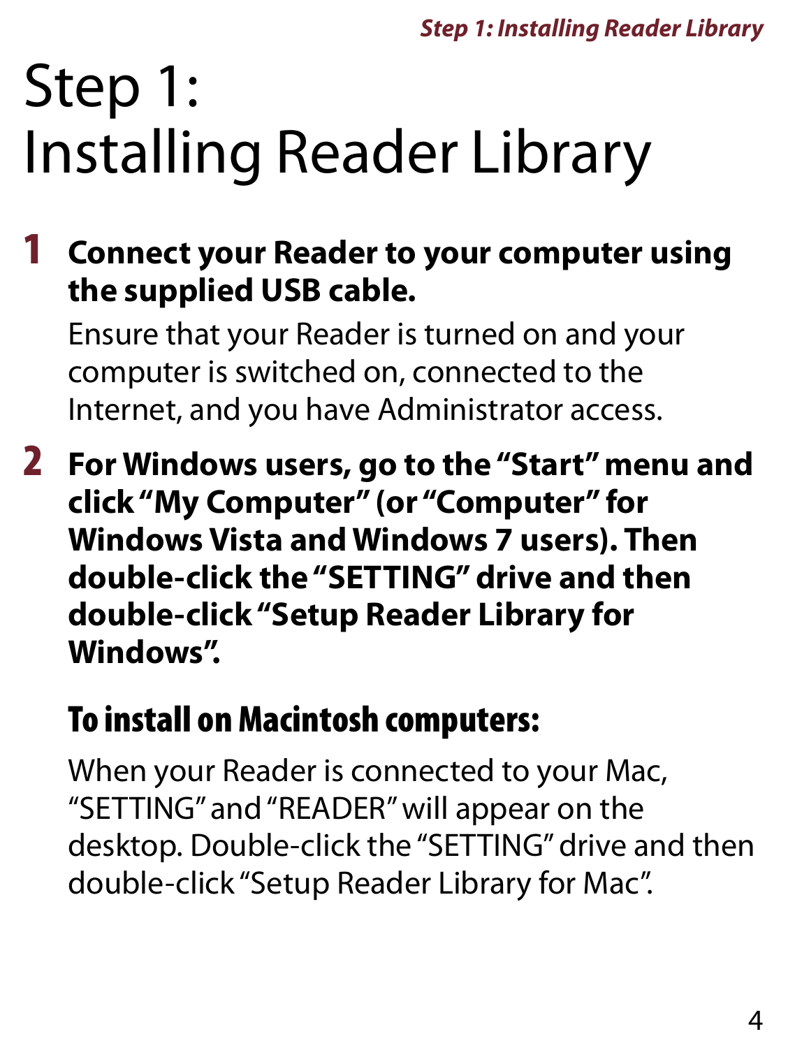# Step 1: Installing Reader Library

1. **Connect your Reader to your computer using the supplied USB cable.**

   Ensure that your Reader is turned on and your computer is switched on, connected to the Internet, and you have Administrator access.

2. **For Windows users, go to the "Start" menu and click "My Computer" (or "Computer" for Windows Vista and Windows 7 users). Then double-click the "SETTING" drive and then double-click "Setup Reader Library for Windows".**

   **To install on Macintosh computers:**

   When your Reader is connected to your Mac, "SETTING" and "READER" will appear on the desktop. Double-click the "SETTING" drive and then double-click "Setup Reader Library for Mac".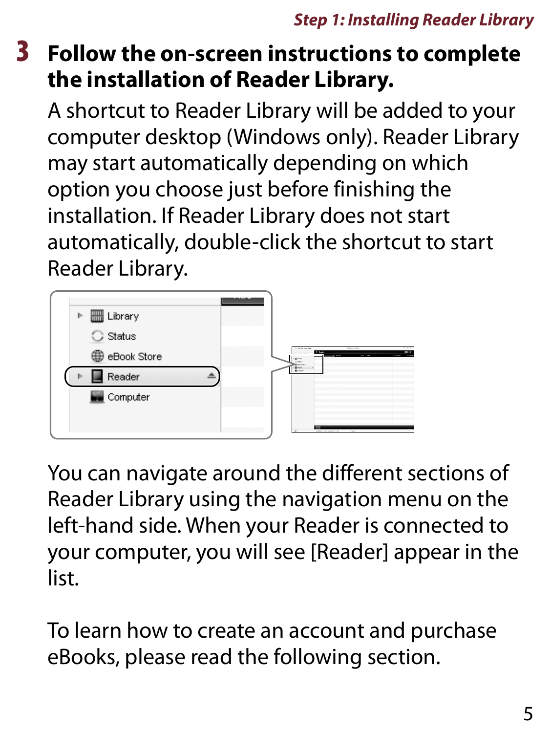## 3 Follow the on-screen instructions to complete the installation of Reader Library.

A shortcut to Reader Library will be added to your computer desktop (Windows only). Reader Library may start automatically depending on which option you choose just before finishing the installation. If Reader Library does not start automatically, double-click the shortcut to start Reader Library.

You can navigate around the different sections of Reader Library using the navigation menu on the left-hand side. When your Reader is connected to your computer, you will see [Reader] appear in the list.

To learn how to create an account and purchase eBooks, please read the following section.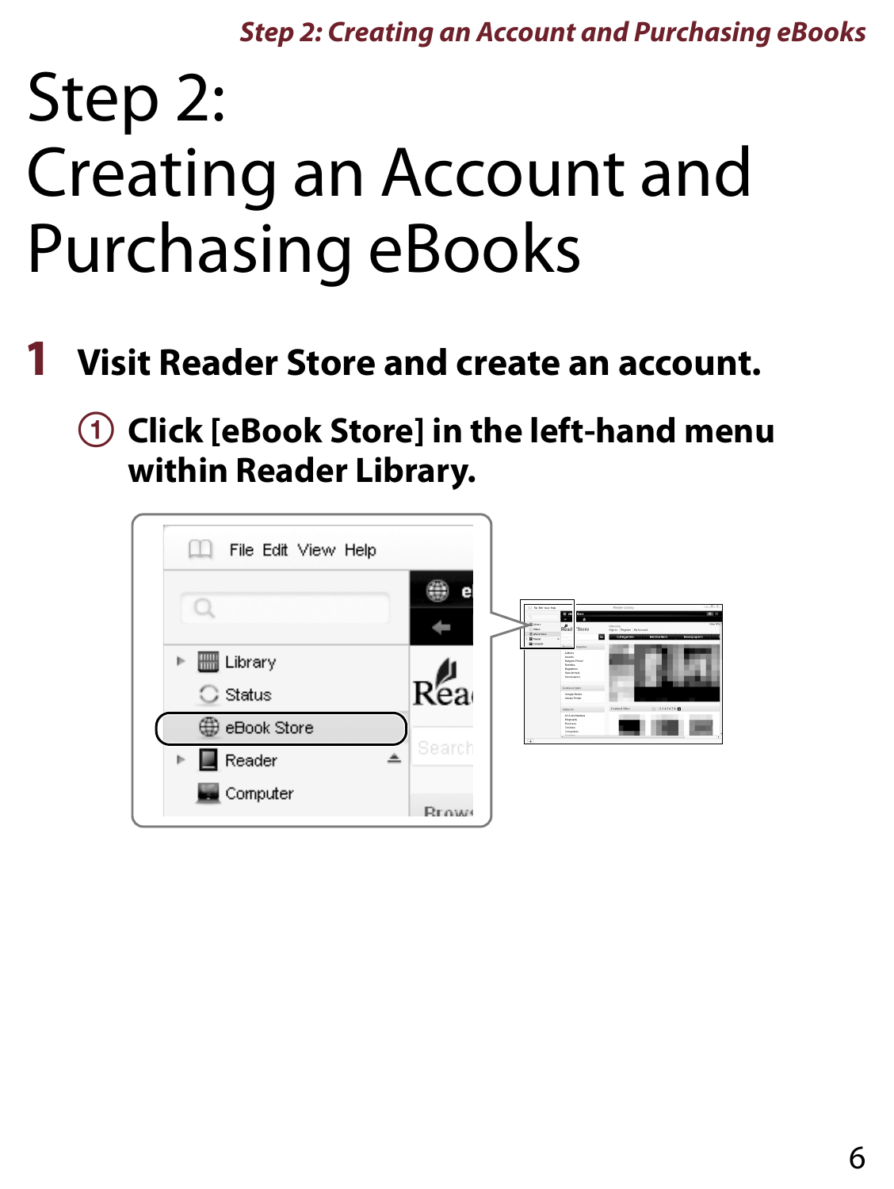# Step 2: Creating an Account and Purchasing eBooks

## 1 Visit Reader Store and create an account.

### ① Click [eBook Store] in the left-hand menu within Reader Library.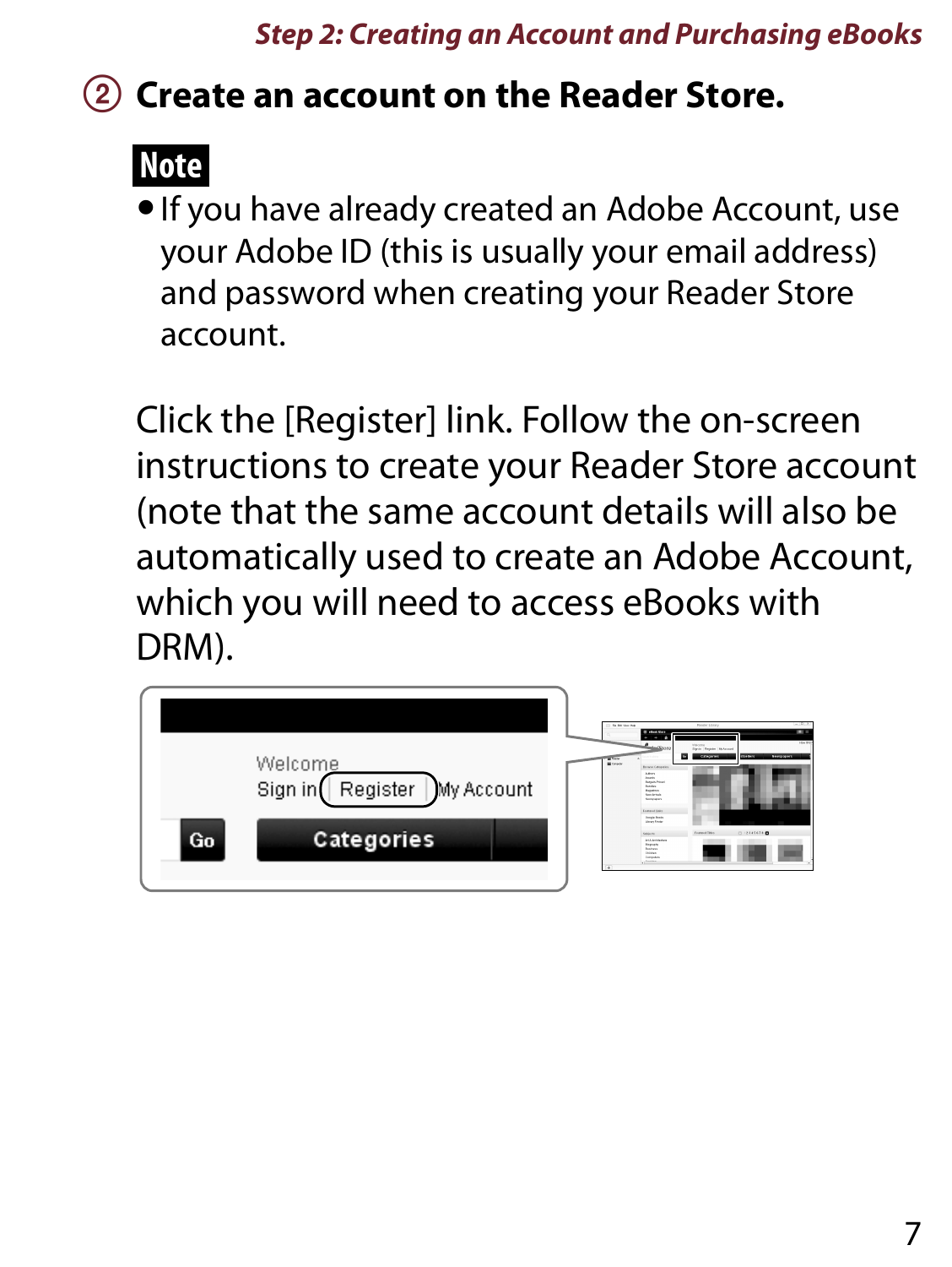## ② Create an account on the Reader Store.

**Note**

- If you have already created an Adobe Account, use your Adobe ID (this is usually your email address) and password when creating your Reader Store account.

Click the [Register] link. Follow the on-screen instructions to create your Reader Store account (note that the same account details will also be automatically used to create an Adobe Account, which you will need to access eBooks with DRM).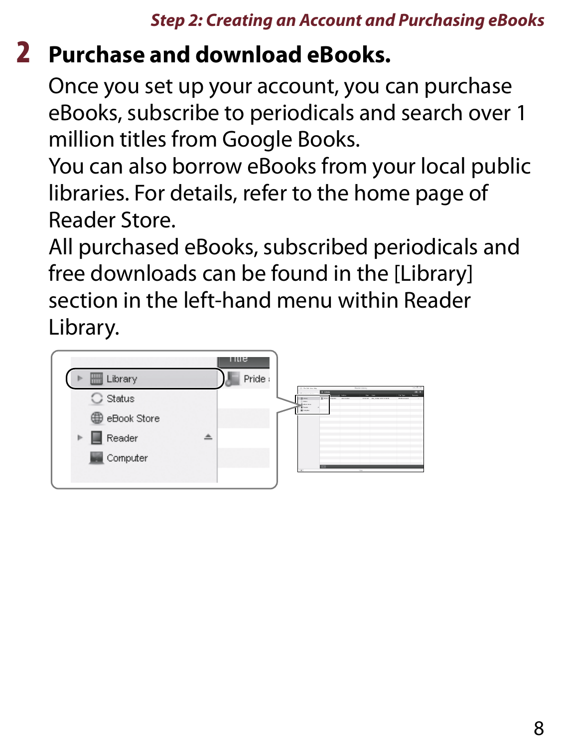## 2 Purchase and download eBooks.

Once you set up your account, you can purchase eBooks, subscribe to periodicals and search over 1 million titles from Google Books.
You can also borrow eBooks from your local public libraries. For details, refer to the home page of Reader Store.
All purchased eBooks, subscribed periodicals and free downloads can be found in the [Library] section in the left-hand menu within Reader Library.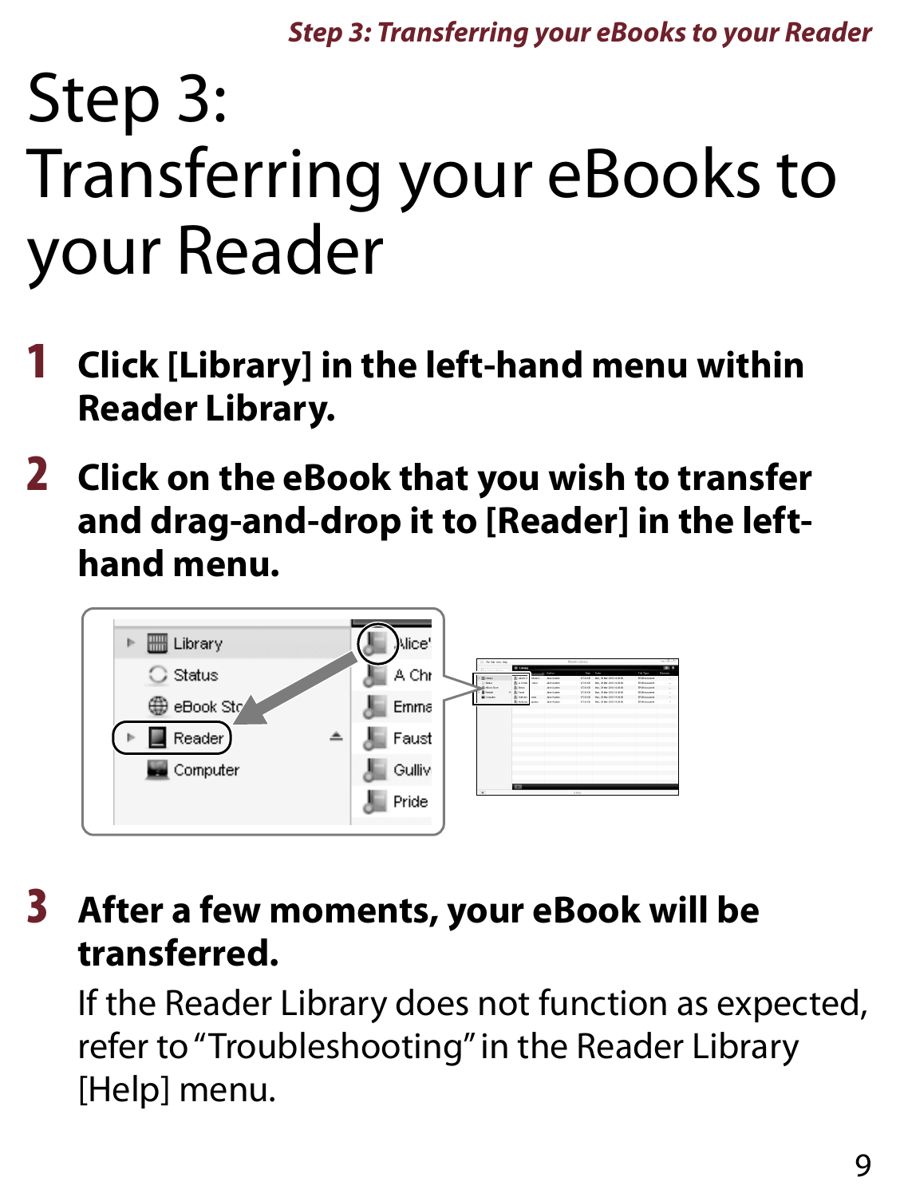# Step 3: Transferring your eBooks to your Reader

**1 Click [Library] in the left-hand menu within Reader Library.**

**2 Click on the eBook that you wish to transfer and drag-and-drop it to [Reader] in the left-hand menu.**

**3 After a few moments, your eBook will be transferred.**

If the Reader Library does not function as expected, refer to "Troubleshooting" in the Reader Library [Help] menu.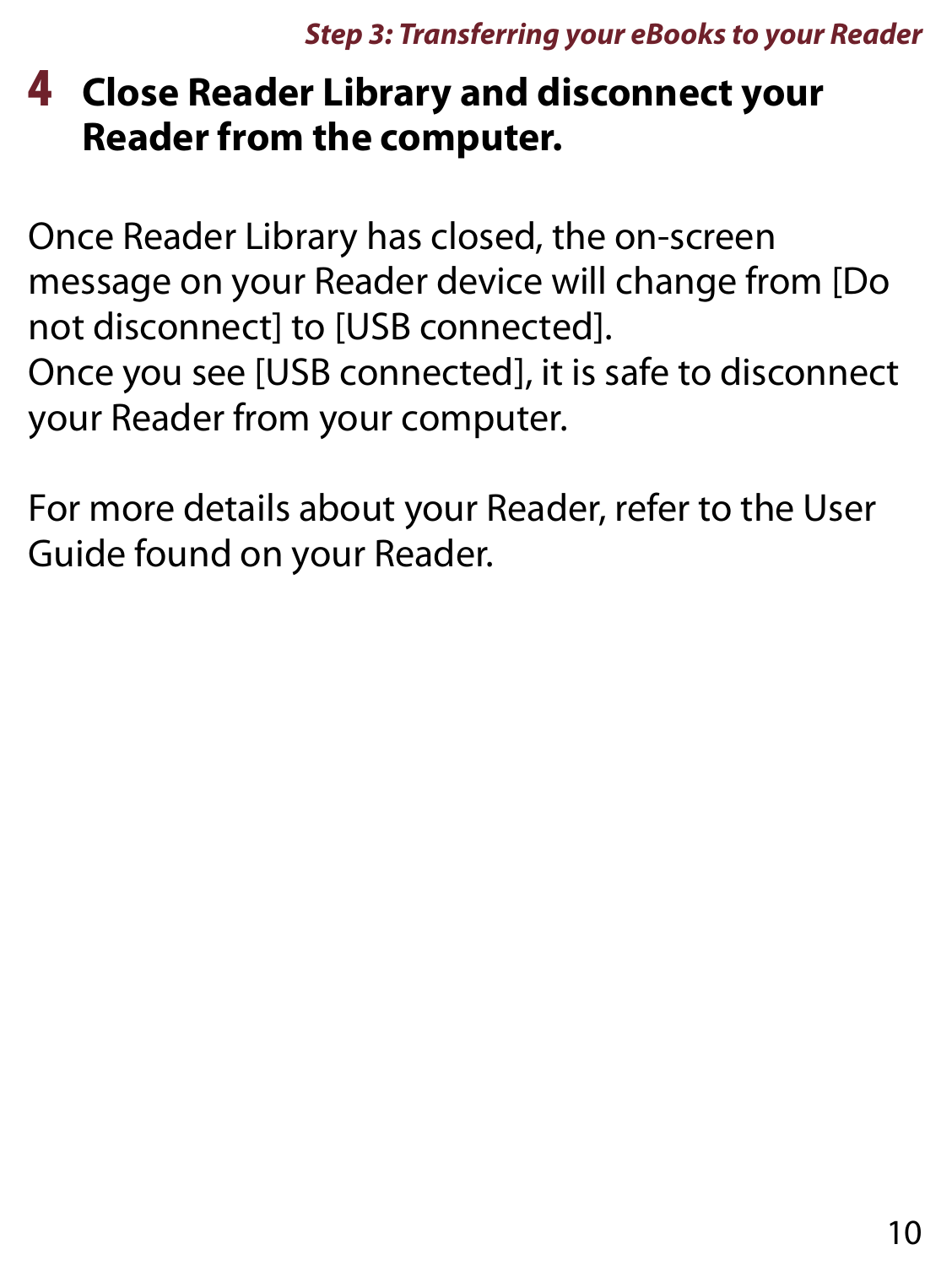## 4 Close Reader Library and disconnect your Reader from the computer.

Once Reader Library has closed, the on-screen message on your Reader device will change from [Do not disconnect] to [USB connected].
Once you see [USB connected], it is safe to disconnect your Reader from your computer.

For more details about your Reader, refer to the User Guide found on your Reader.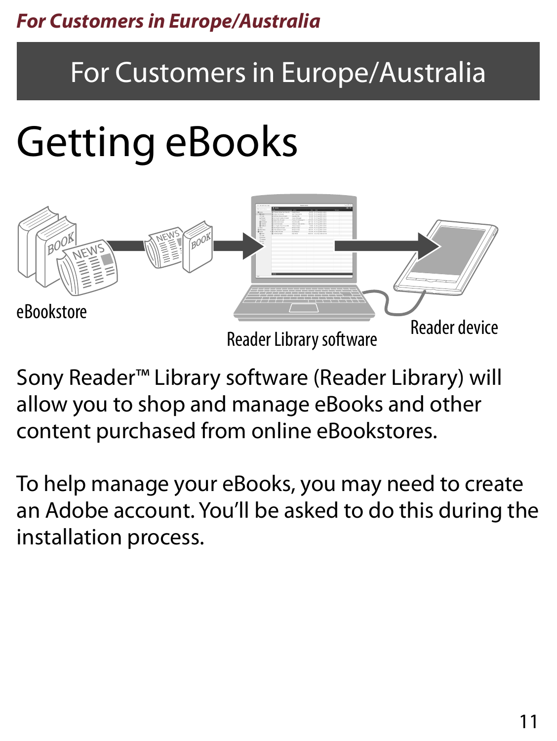# For Customers in Europe/Australia

## Getting eBooks

eBookstore

Reader Library software

Reader device

Sony Reader™ Library software (Reader Library) will allow you to shop and manage eBooks and other content purchased from online eBookstores.

To help manage your eBooks, you may need to create an Adobe account. You'll be asked to do this during the installation process.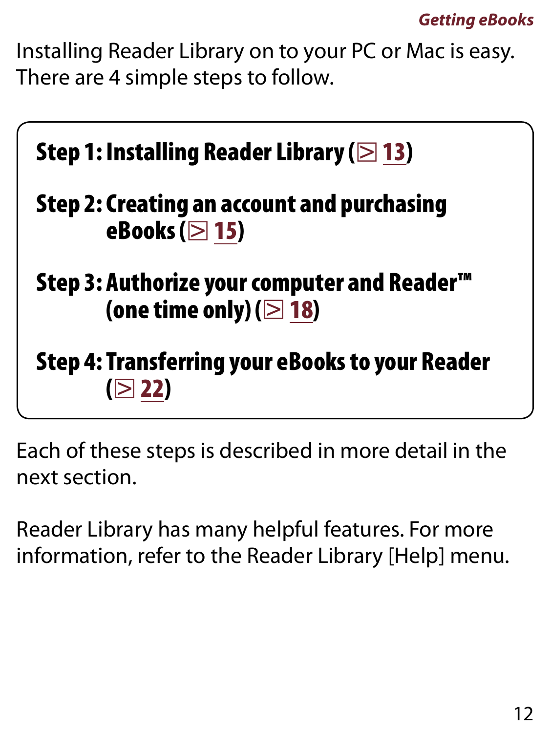Installing Reader Library on to your PC or Mac is easy. There are 4 simple steps to follow.

**Step 1: Installing Reader Library (⊵ 13)**

**Step 2: Creating an account and purchasing eBooks (⊵ 15)**

**Step 3: Authorize your computer and Reader™ (one time only) (⊵ 18)**

**Step 4: Transferring your eBooks to your Reader (⊵ 22)**

Each of these steps is described in more detail in the next section.

Reader Library has many helpful features. For more information, refer to the Reader Library [Help] menu.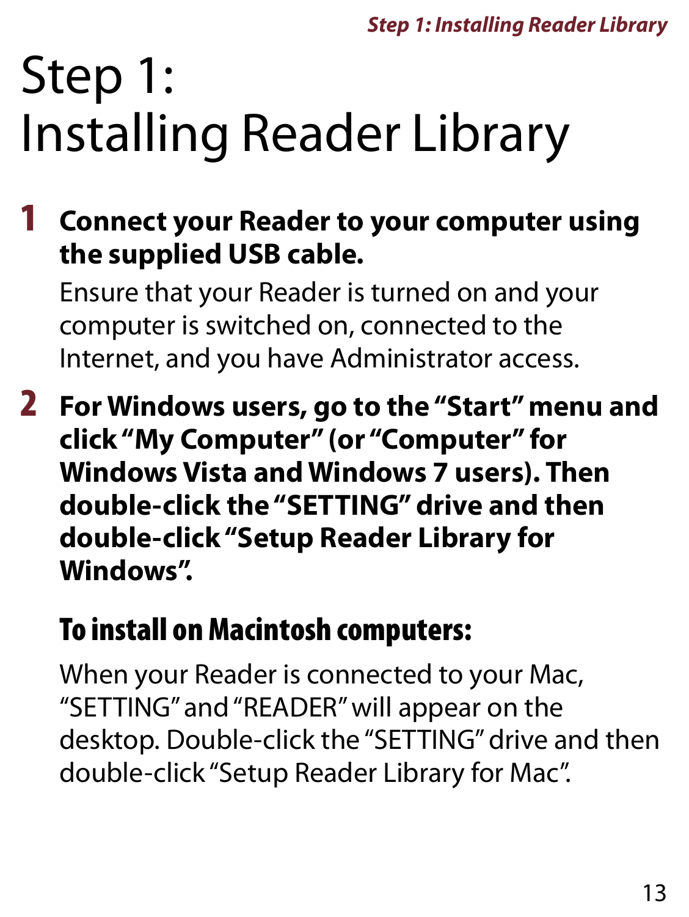# Step 1: Installing Reader Library

1. **Connect your Reader to your computer using the supplied USB cable.**

   Ensure that your Reader is turned on and your computer is switched on, connected to the Internet, and you have Administrator access.

2. **For Windows users, go to the "Start" menu and click "My Computer" (or "Computer" for Windows Vista and Windows 7 users). Then double-click the "SETTING" drive and then double-click "Setup Reader Library for Windows".**

   **To install on Macintosh computers:**

   When your Reader is connected to your Mac, "SETTING" and "READER" will appear on the desktop. Double-click the "SETTING" drive and then double-click "Setup Reader Library for Mac".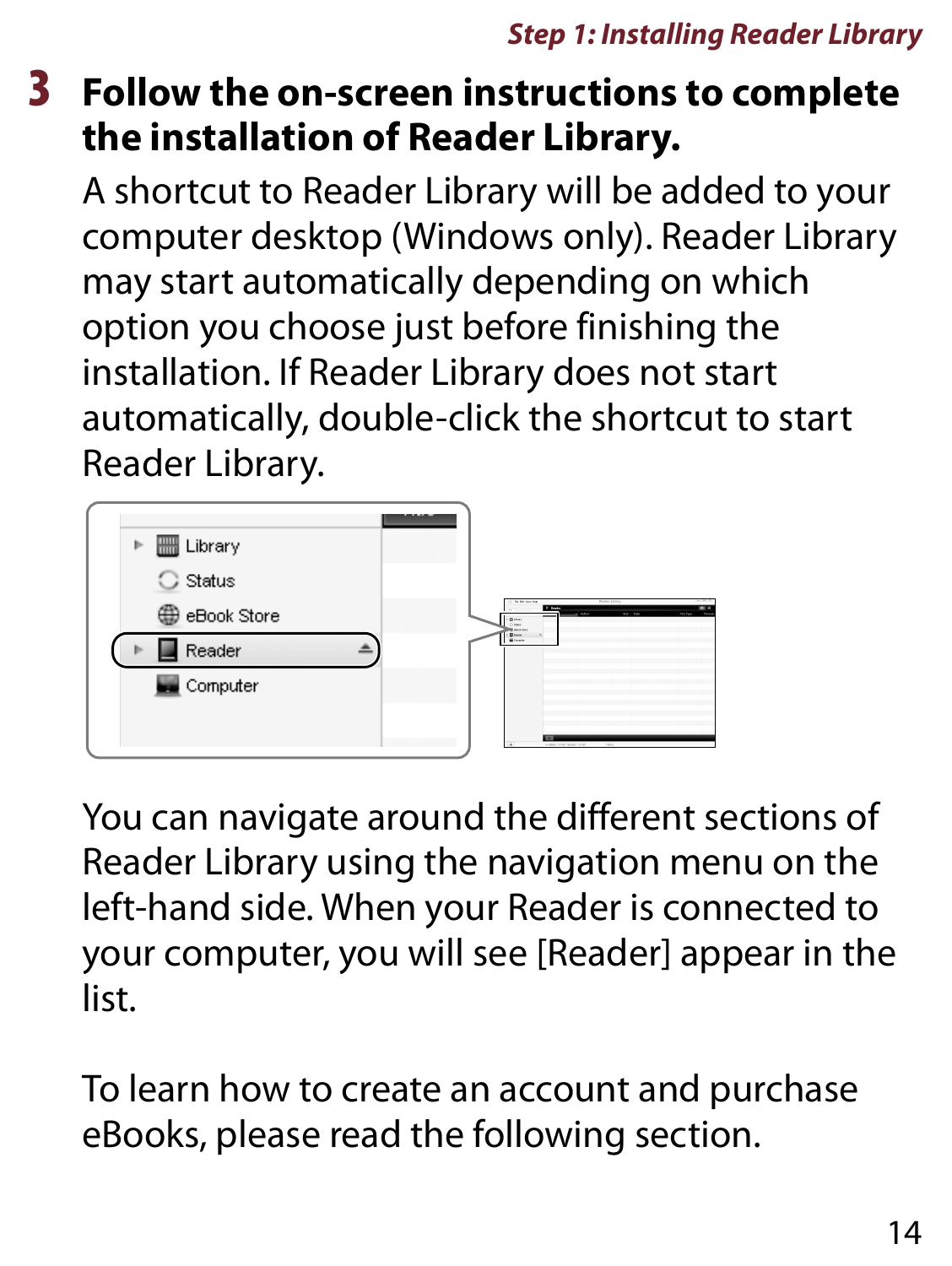## 3 Follow the on-screen instructions to complete the installation of Reader Library.

A shortcut to Reader Library will be added to your computer desktop (Windows only). Reader Library may start automatically depending on which option you choose just before finishing the installation. If Reader Library does not start automatically, double-click the shortcut to start Reader Library.

You can navigate around the different sections of Reader Library using the navigation menu on the left-hand side. When your Reader is connected to your computer, you will see [Reader] appear in the list.

To learn how to create an account and purchase eBooks, please read the following section.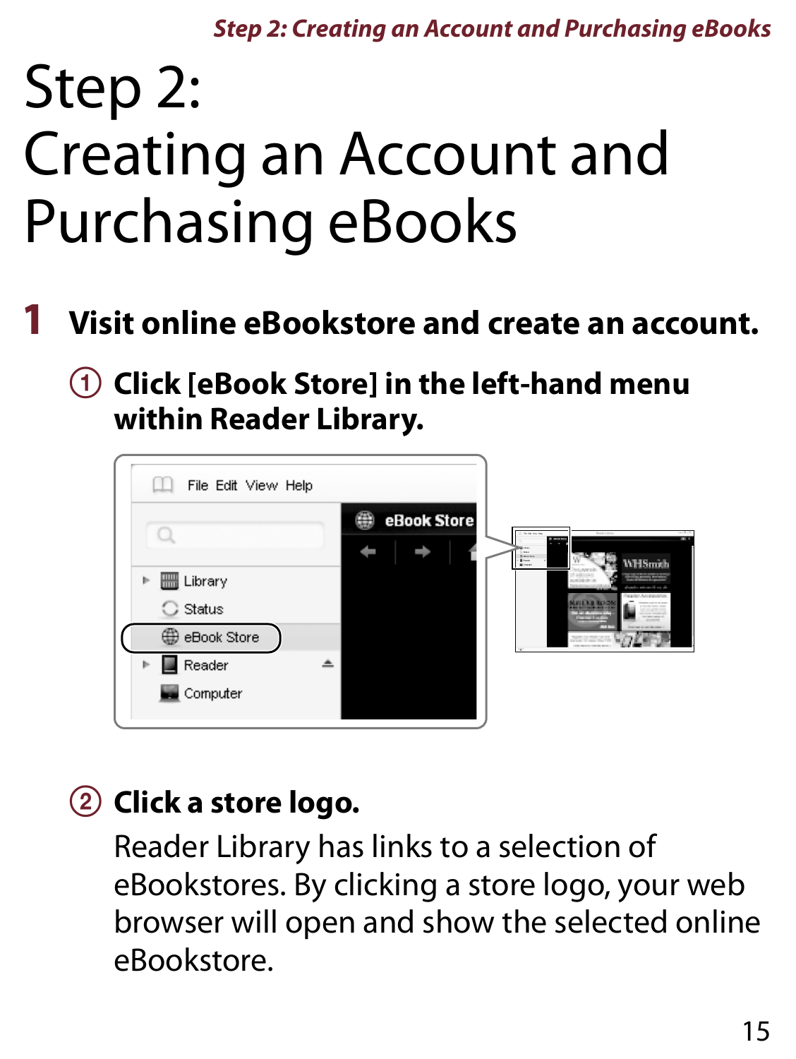# Step 2: Creating an Account and Purchasing eBooks

## 1 Visit online eBookstore and create an account.

### ① Click [eBook Store] in the left-hand menu within Reader Library.

### ② Click a store logo.

Reader Library has links to a selection of eBookstores. By clicking a store logo, your web browser will open and show the selected online eBookstore.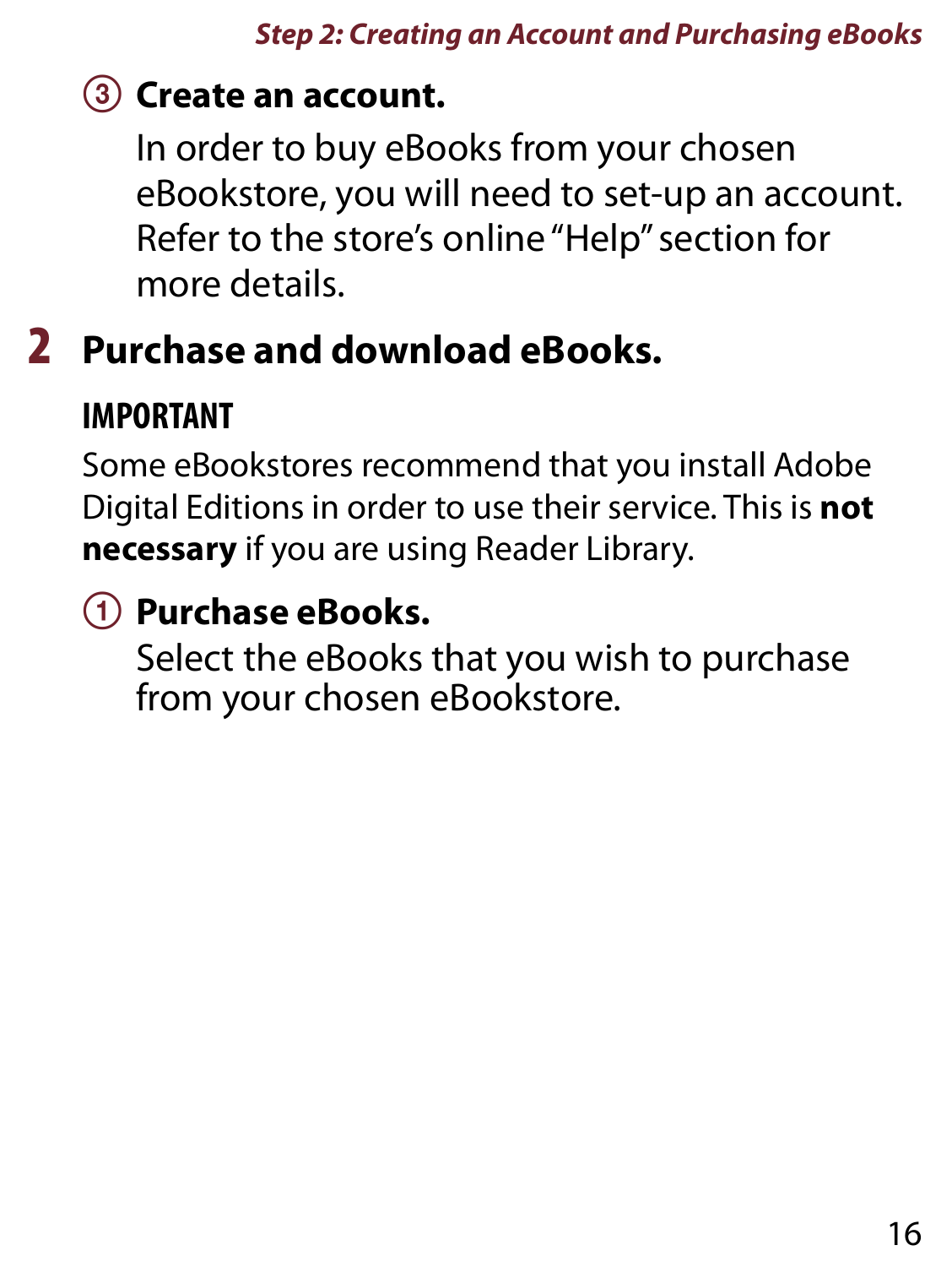③ **Create an account.**

In order to buy eBooks from your chosen eBookstore, you will need to set-up an account. Refer to the store's online "Help" section for more details.

## 2 Purchase and download eBooks.

**IMPORTANT**

Some eBookstores recommend that you install Adobe Digital Editions in order to use their service. This is **not necessary** if you are using Reader Library.

① **Purchase eBooks.**

Select the eBooks that you wish to purchase from your chosen eBookstore.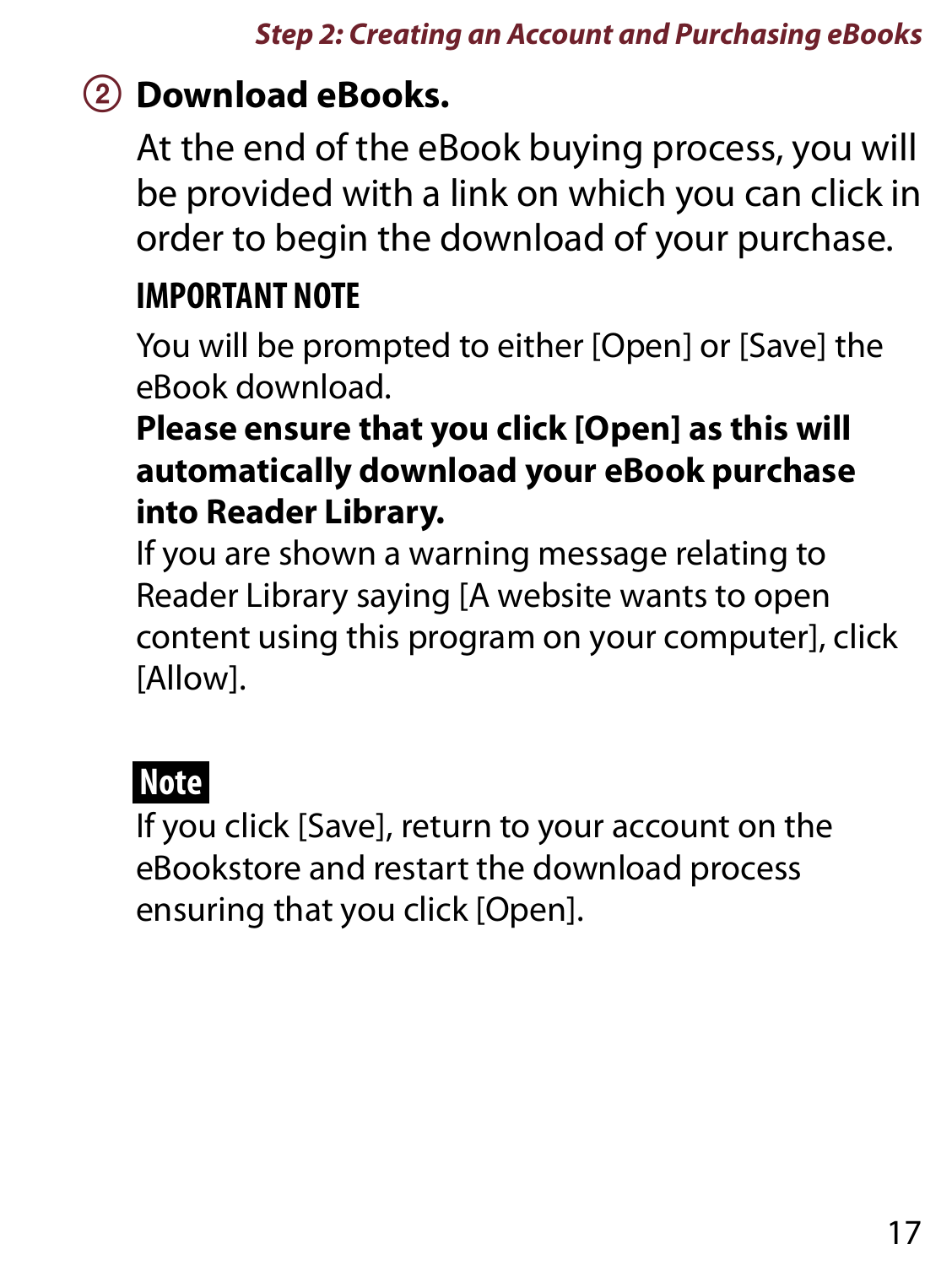### ② Download eBooks.

At the end of the eBook buying process, you will be provided with a link on which you can click in order to begin the download of your purchase.

**IMPORTANT NOTE**

You will be prompted to either [Open] or [Save] the eBook download.

**Please ensure that you click [Open] as this will automatically download your eBook purchase into Reader Library.**

If you are shown a warning message relating to Reader Library saying [A website wants to open content using this program on your computer], click [Allow].

**Note**

If you click [Save], return to your account on the eBookstore and restart the download process ensuring that you click [Open].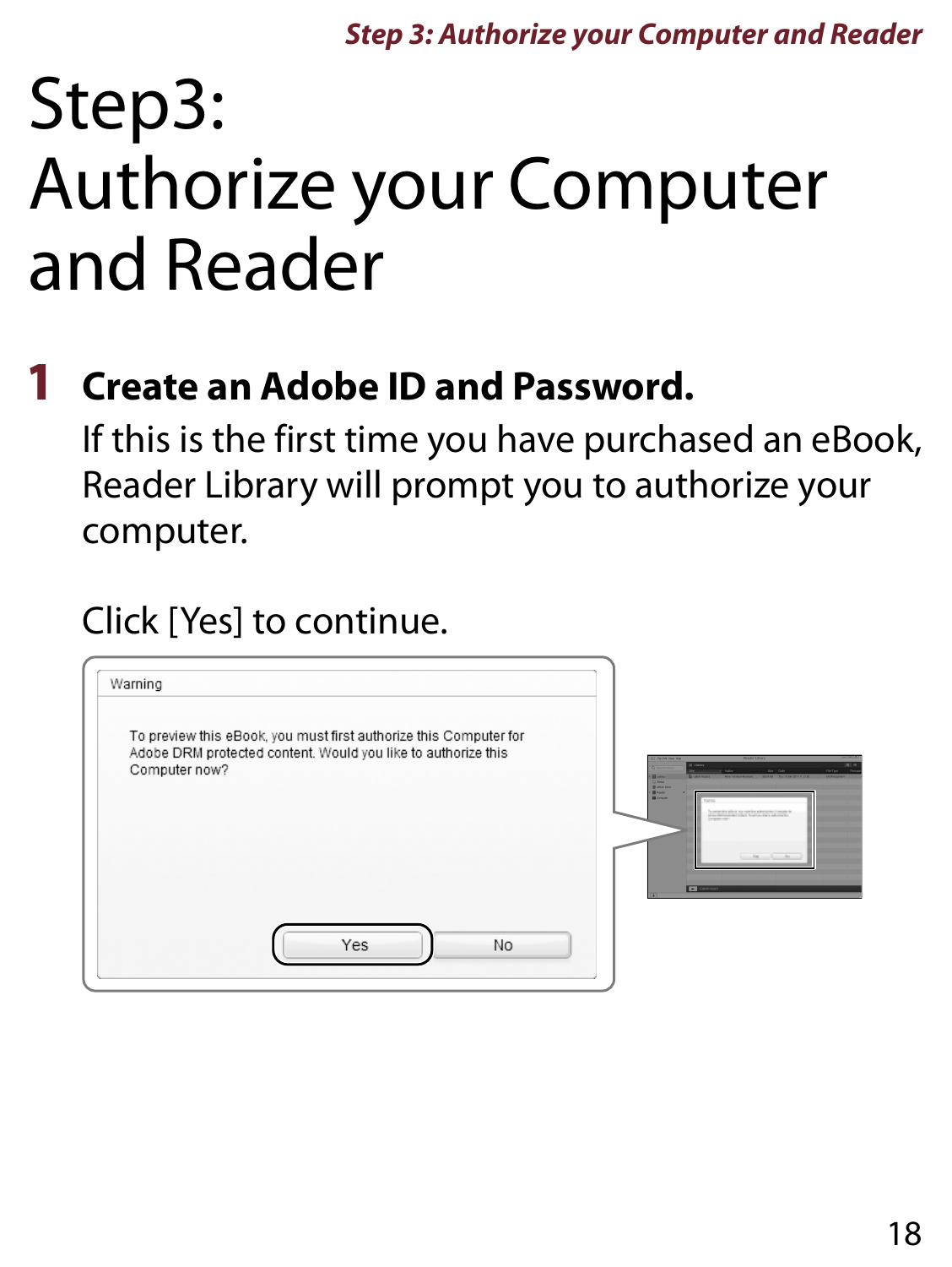# Step3: Authorize your Computer and Reader

## 1 Create an Adobe ID and Password.

If this is the first time you have purchased an eBook, Reader Library will prompt you to authorize your computer.

Click [Yes] to continue.

Warning

To preview this eBook, you must first authorize this Computer for Adobe DRM protected content. Would you like to authorize this Computer now?

Yes No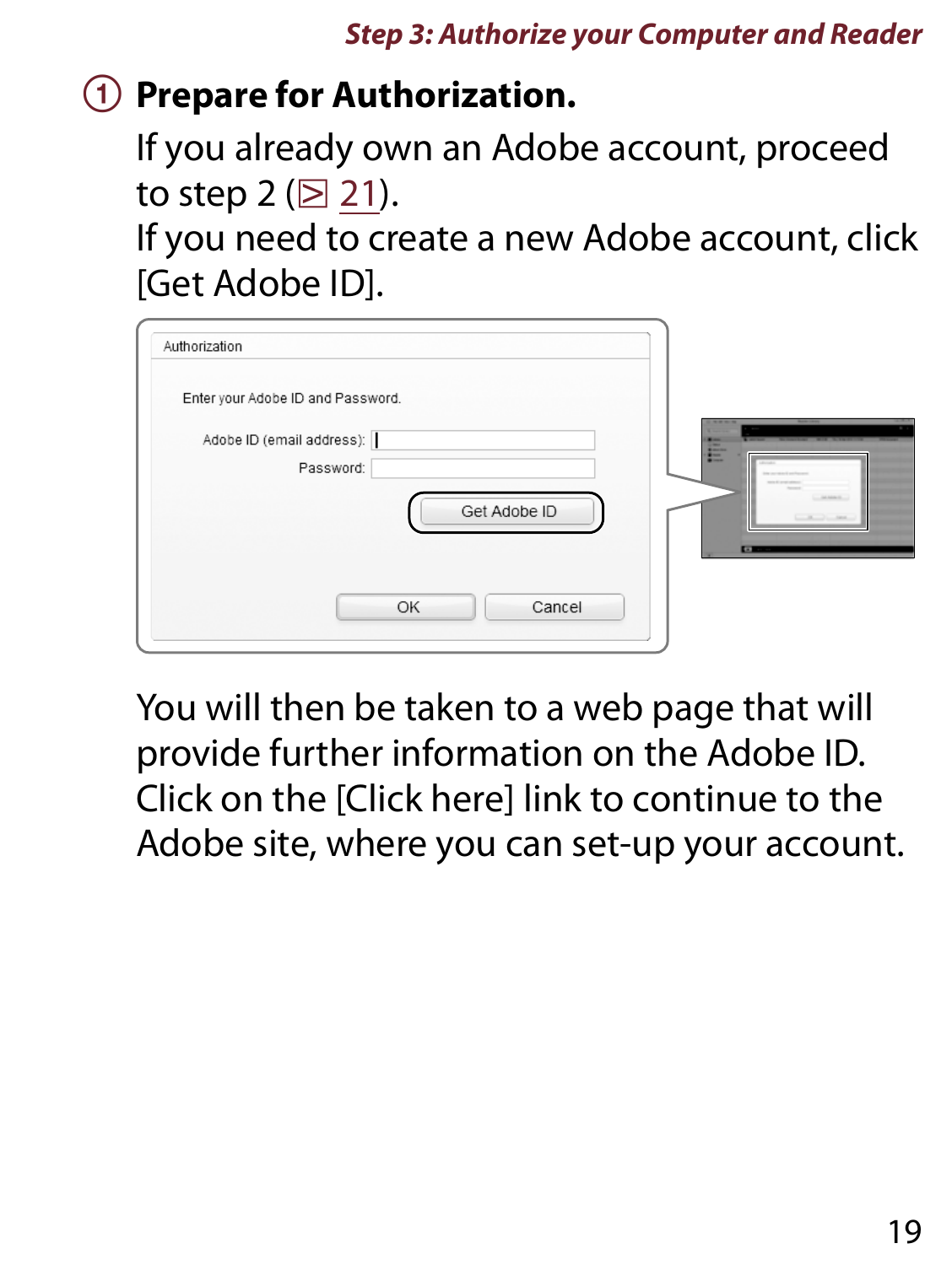## ① Prepare for Authorization.

If you already own an Adobe account, proceed to step 2 (⊵ 21).

If you need to create a new Adobe account, click [Get Adobe ID].

Authorization

Enter your Adobe ID and Password.

Adobe ID (email address):

Password:

Get Adobe ID

OK Cancel

You will then be taken to a web page that will provide further information on the Adobe ID. Click on the [Click here] link to continue to the Adobe site, where you can set-up your account.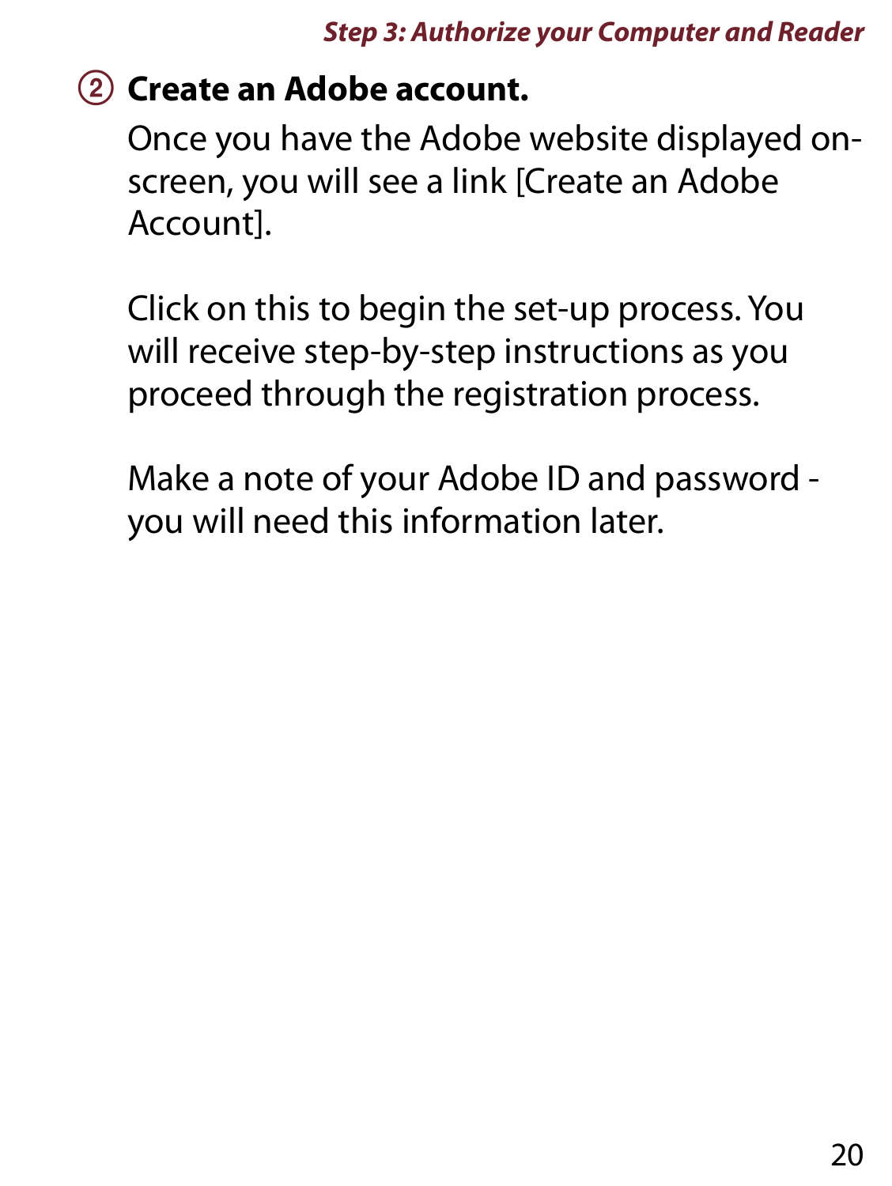② **Create an Adobe account.**

Once you have the Adobe website displayed on-screen, you will see a link [Create an Adobe Account].

Click on this to begin the set-up process. You will receive step-by-step instructions as you proceed through the registration process.

Make a note of your Adobe ID and password - you will need this information later.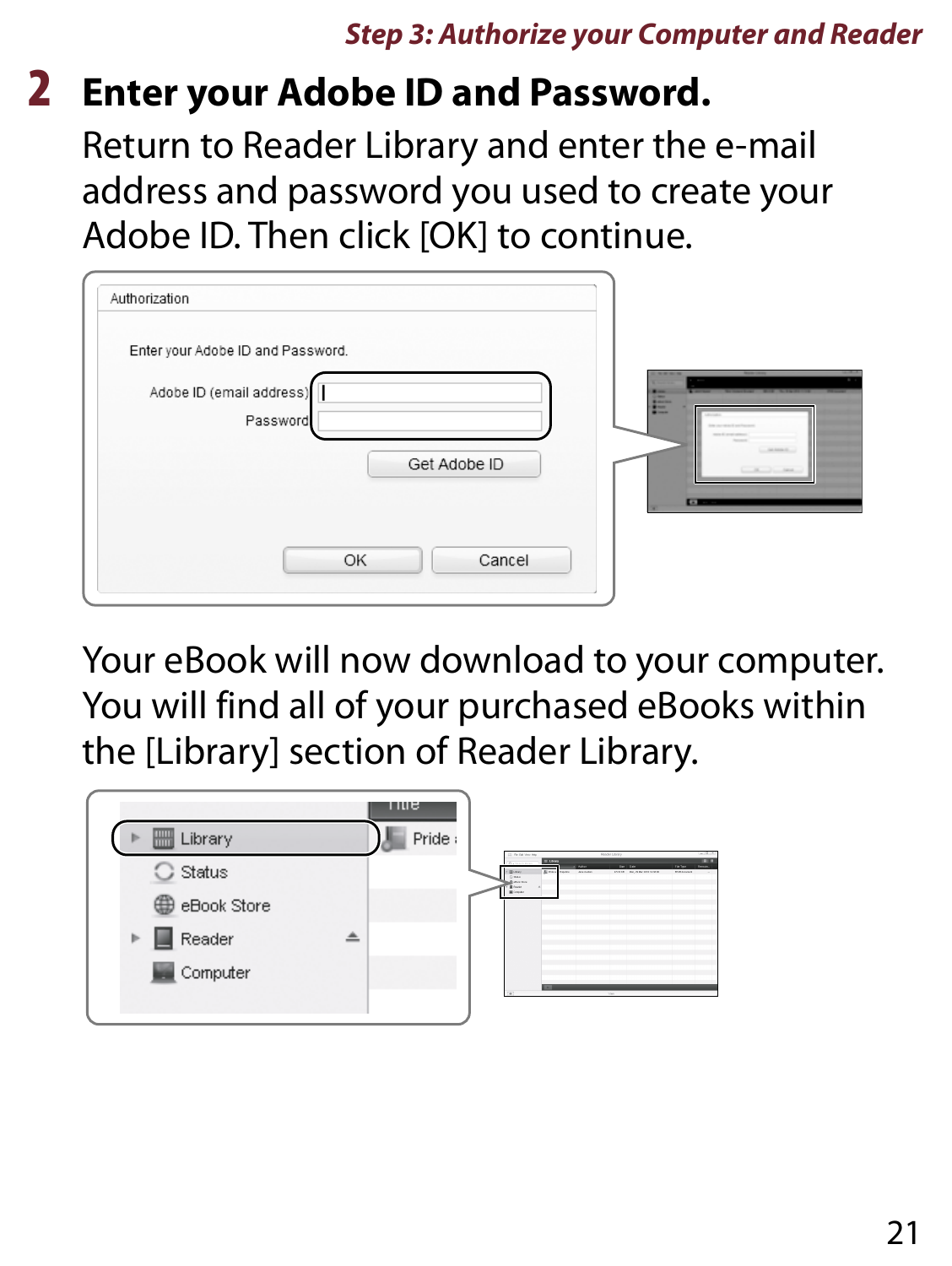## 2 Enter your Adobe ID and Password.

Return to Reader Library and enter the e-mail address and password you used to create your Adobe ID. Then click [OK] to continue.

Authorization

Enter your Adobe ID and Password.

Adobe ID (email address)

Password

Get Adobe ID

OK Cancel

Your eBook will now download to your computer. You will find all of your purchased eBooks within the [Library] section of Reader Library.

Library

Status

eBook Store

Reader

Computer

Title

Pride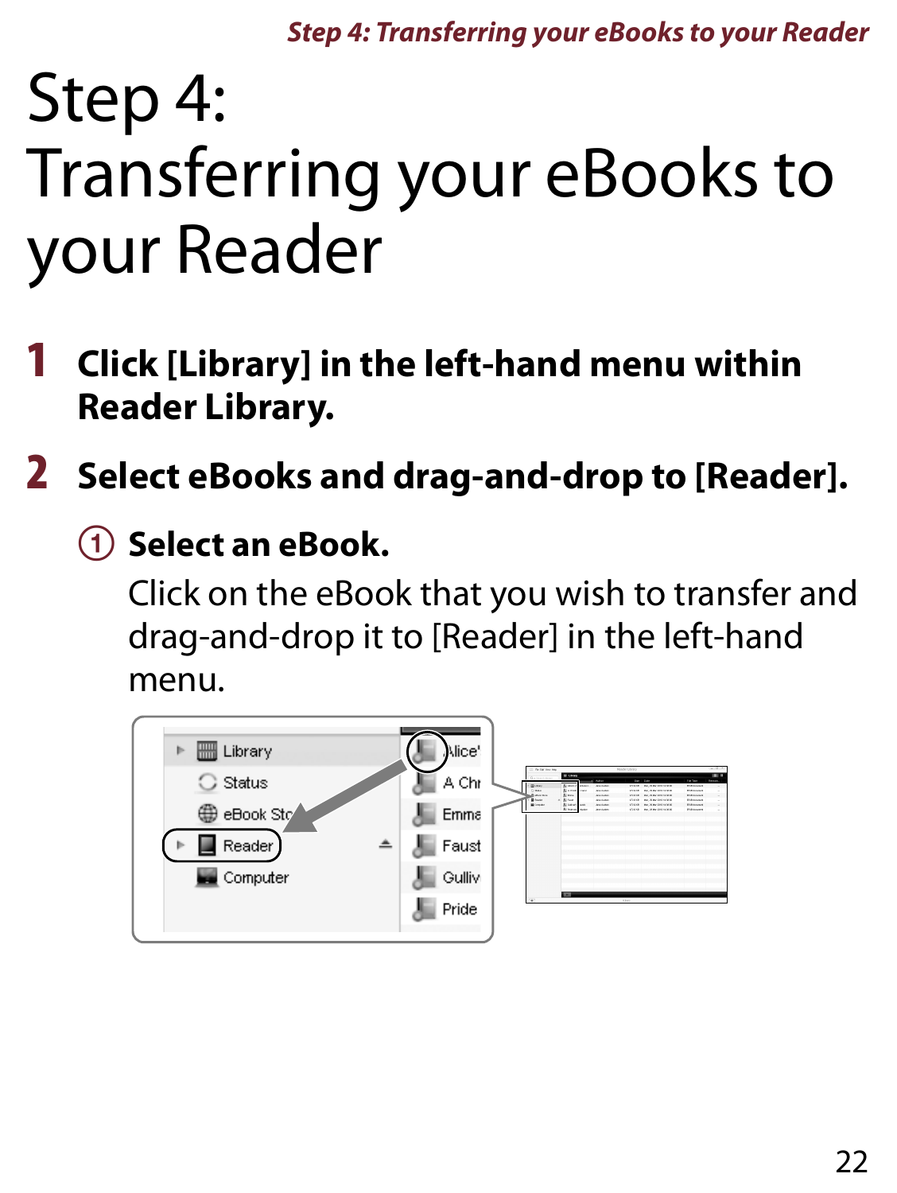# Step 4: Transferring your eBooks to your Reader

**1 Click [Library] in the left-hand menu within Reader Library.**

**2 Select eBooks and drag-and-drop to [Reader].**

**① Select an eBook.**

Click on the eBook that you wish to transfer and drag-and-drop it to [Reader] in the left-hand menu.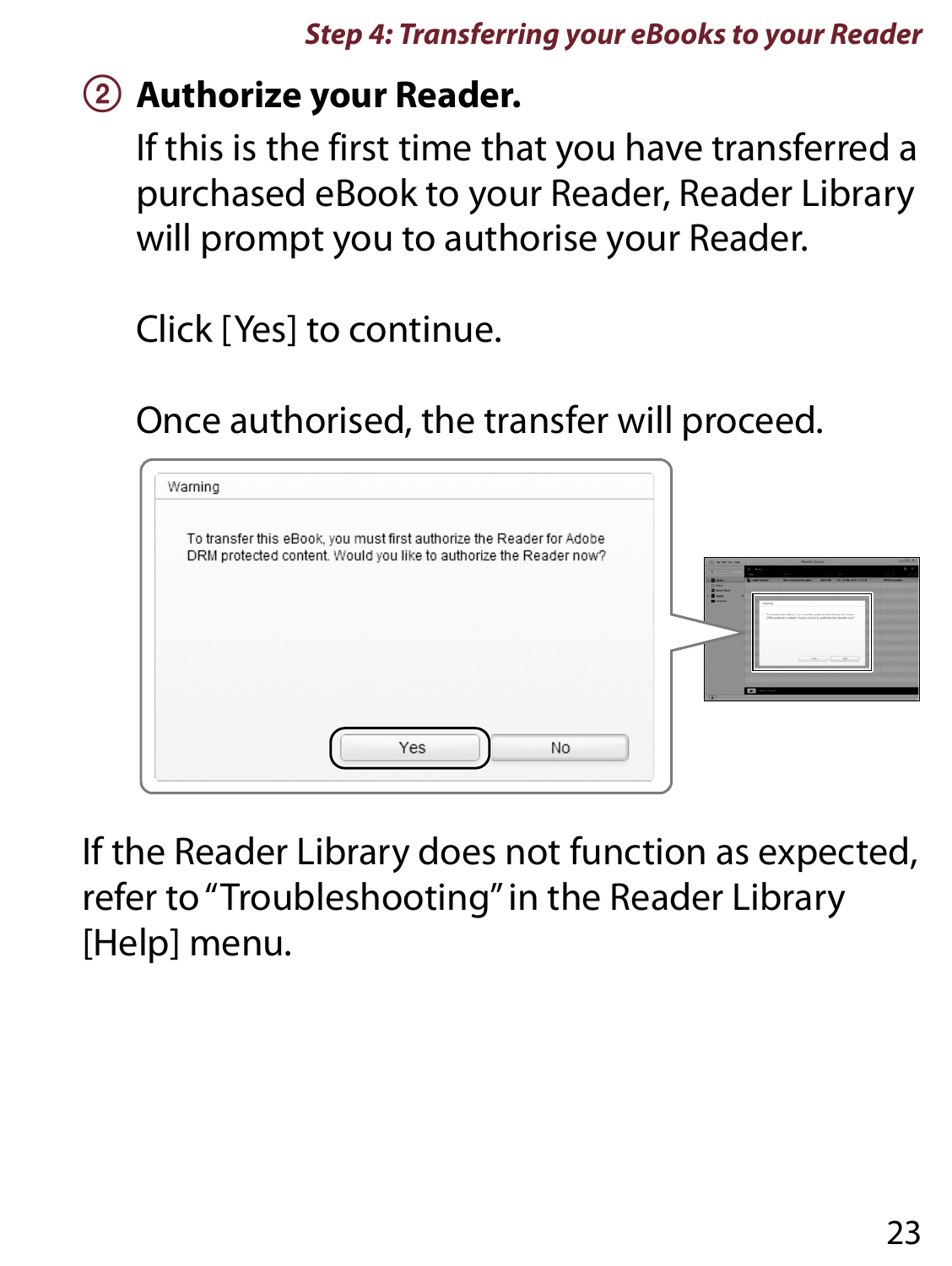## ② Authorize your Reader.

If this is the first time that you have transferred a purchased eBook to your Reader, Reader Library will prompt you to authorise your Reader.

Click [Yes] to continue.

Once authorised, the transfer will proceed.

Warning

To transfer this eBook, you must first authorize the Reader for Adobe DRM protected content. Would you like to authorize the Reader now?

Yes　No

If the Reader Library does not function as expected, refer to "Troubleshooting" in the Reader Library [Help] menu.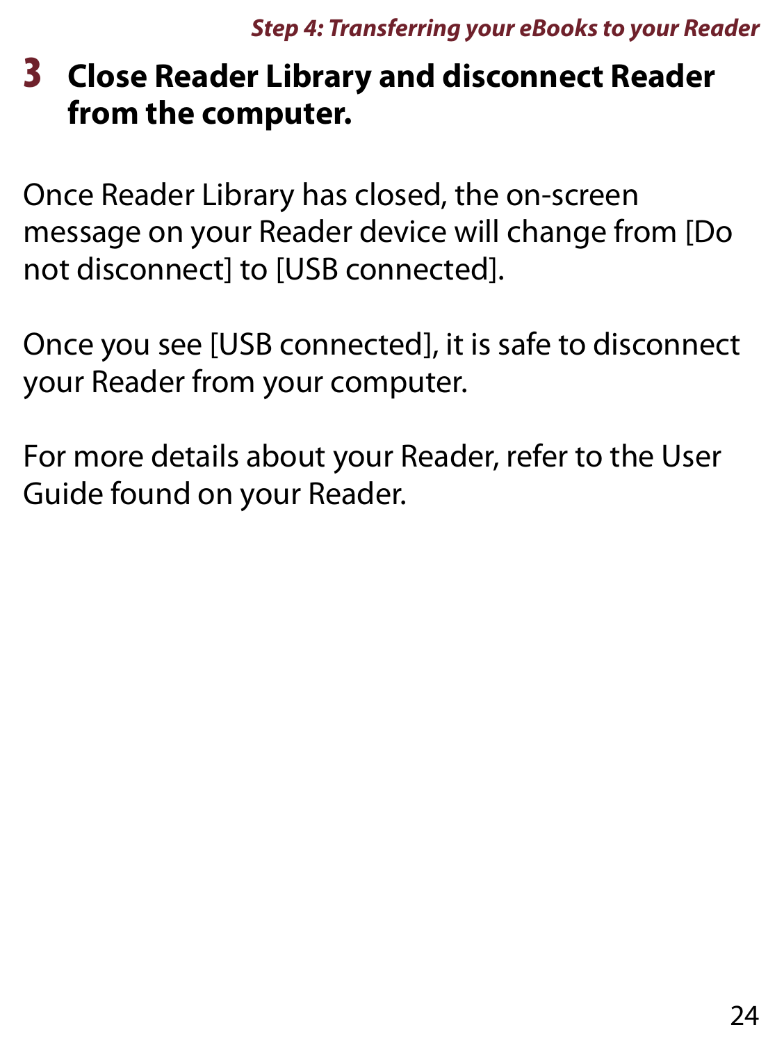## 3 Close Reader Library and disconnect Reader from the computer.

Once Reader Library has closed, the on-screen message on your Reader device will change from [Do not disconnect] to [USB connected].

Once you see [USB connected], it is safe to disconnect your Reader from your computer.

For more details about your Reader, refer to the User Guide found on your Reader.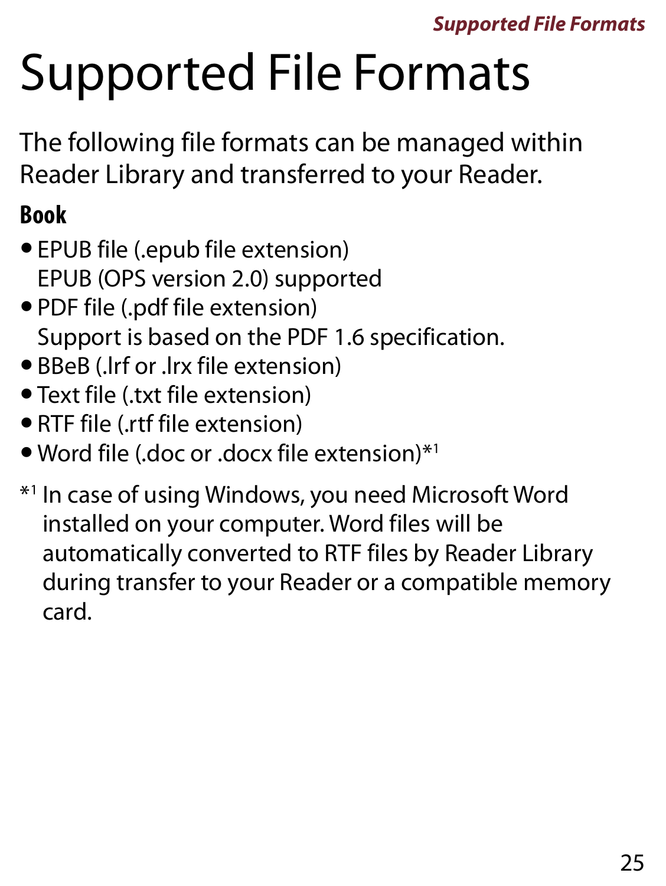# Supported File Formats

The following file formats can be managed within Reader Library and transferred to your Reader.

## Book

- EPUB file (.epub file extension)
  EPUB (OPS version 2.0) supported
- PDF file (.pdf file extension)
  Support is based on the PDF 1.6 specification.
- BBeB (.lrf or .lrx file extension)
- Text file (.txt file extension)
- RTF file (.rtf file extension)
- Word file (.doc or .docx file extension)*[1]

*[1] In case of using Windows, you need Microsoft Word installed on your computer. Word files will be automatically converted to RTF files by Reader Library during transfer to your Reader or a compatible memory card.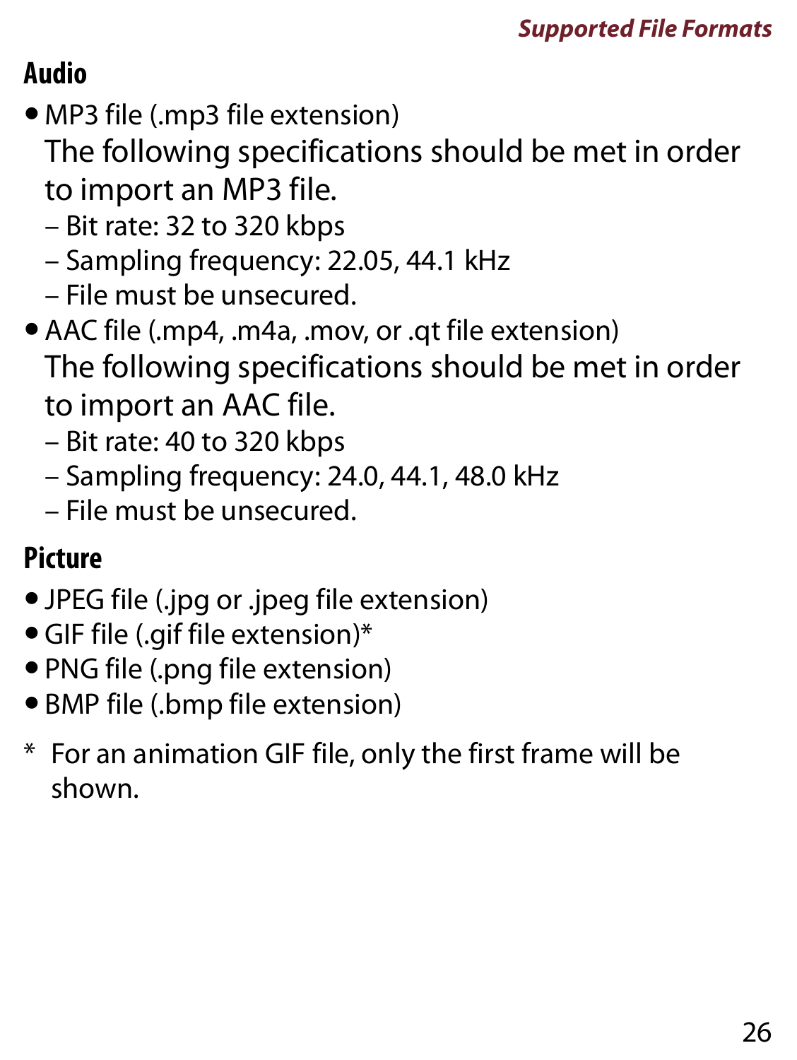## Audio

- MP3 file (.mp3 file extension)
  
  The following specifications should be met in order to import an MP3 file.
  - Bit rate: 32 to 320 kbps
  - Sampling frequency: 22.05, 44.1 kHz
  - File must be unsecured.
- AAC file (.mp4, .m4a, .mov, or .qt file extension)
  
  The following specifications should be met in order to import an AAC file.
  - Bit rate: 40 to 320 kbps
  - Sampling frequency: 24.0, 44.1, 48.0 kHz
  - File must be unsecured.

## Picture

- JPEG file (.jpg or .jpeg file extension)
- GIF file (.gif file extension)*
- PNG file (.png file extension)
- BMP file (.bmp file extension)

\* For an animation GIF file, only the first frame will be shown.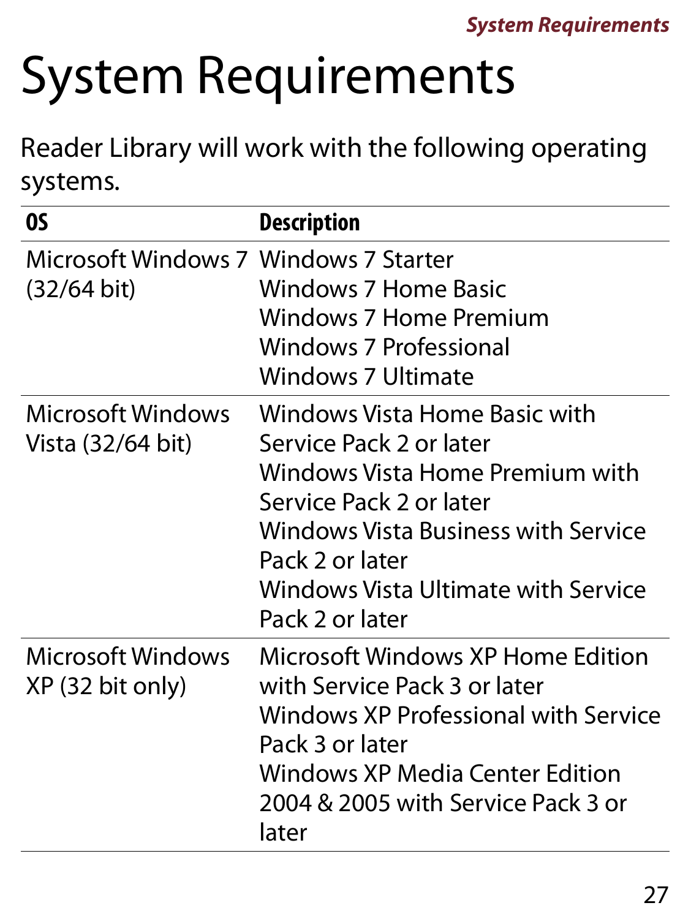# System Requirements

Reader Library will work with the following operating systems.

| OS | Description |
|---|---|
| Microsoft Windows 7 (32/64 bit) | Windows 7 Starter<br>Windows 7 Home Basic<br>Windows 7 Home Premium<br>Windows 7 Professional<br>Windows 7 Ultimate |
| Microsoft Windows Vista (32/64 bit) | Windows Vista Home Basic with Service Pack 2 or later<br>Windows Vista Home Premium with Service Pack 2 or later<br>Windows Vista Business with Service Pack 2 or later<br>Windows Vista Ultimate with Service Pack 2 or later |
| Microsoft Windows XP (32 bit only) | Microsoft Windows XP Home Edition with Service Pack 3 or later<br>Windows XP Professional with Service Pack 3 or later<br>Windows XP Media Center Edition 2004 & 2005 with Service Pack 3 or later |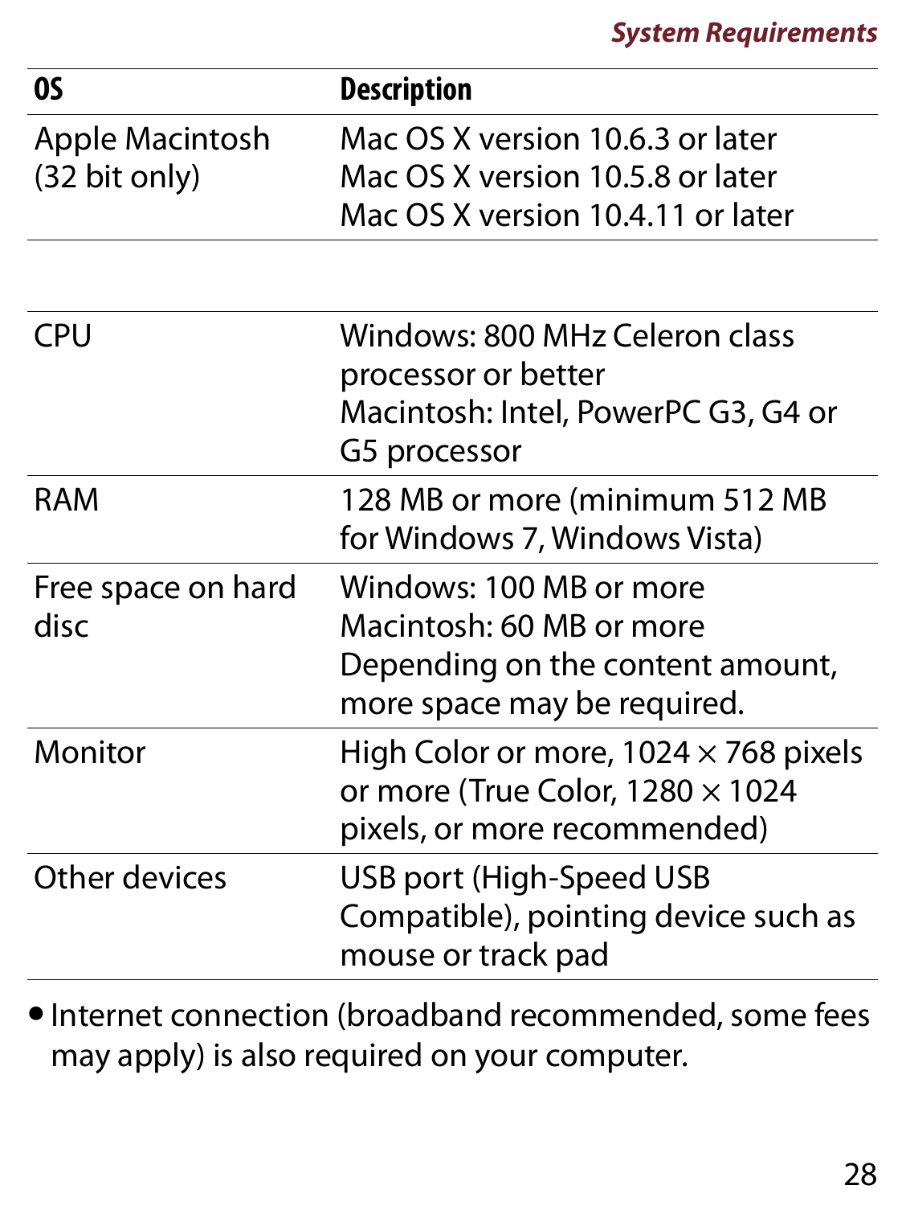| OS | Description |
| --- | --- |
| Apple Macintosh (32 bit only) | Mac OS X version 10.6.3 or later<br>Mac OS X version 10.5.8 or later<br>Mac OS X version 10.4.11 or later |

| | |
| --- | --- |
| CPU | Windows: 800 MHz Celeron class processor or better<br>Macintosh: Intel, PowerPC G3, G4 or G5 processor |
| RAM | 128 MB or more (minimum 512 MB for Windows 7, Windows Vista) |
| Free space on hard disc | Windows: 100 MB or more<br>Macintosh: 60 MB or more<br>Depending on the content amount, more space may be required. |
| Monitor | High Color or more, 1024 × 768 pixels or more (True Color, 1280 × 1024 pixels, or more recommended) |
| Other devices | USB port (High-Speed USB Compatible), pointing device such as mouse or track pad |

- Internet connection (broadband recommended, some fees may apply) is also required on your computer.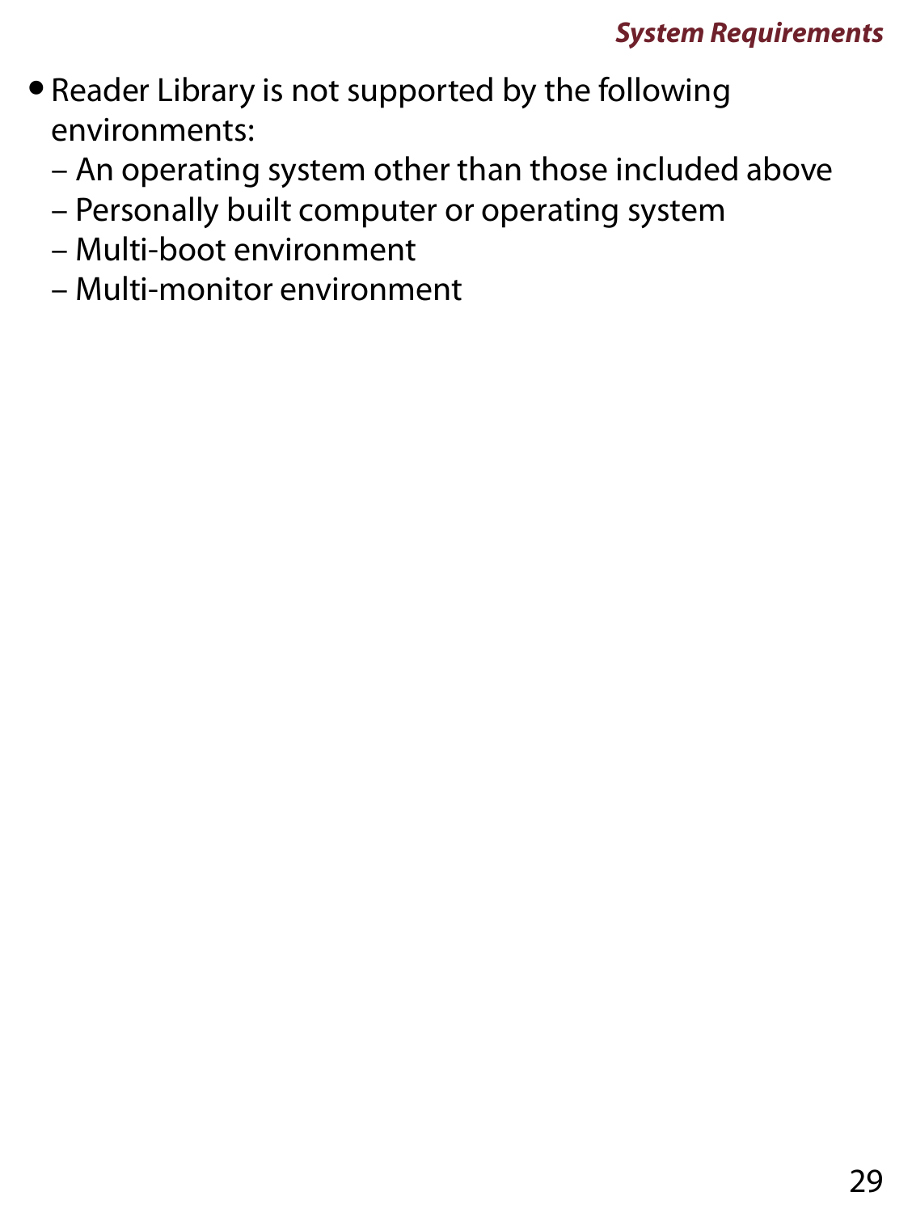- Reader Library is not supported by the following environments:
  - An operating system other than those included above
  - Personally built computer or operating system
  - Multi-boot environment
  - Multi-monitor environment